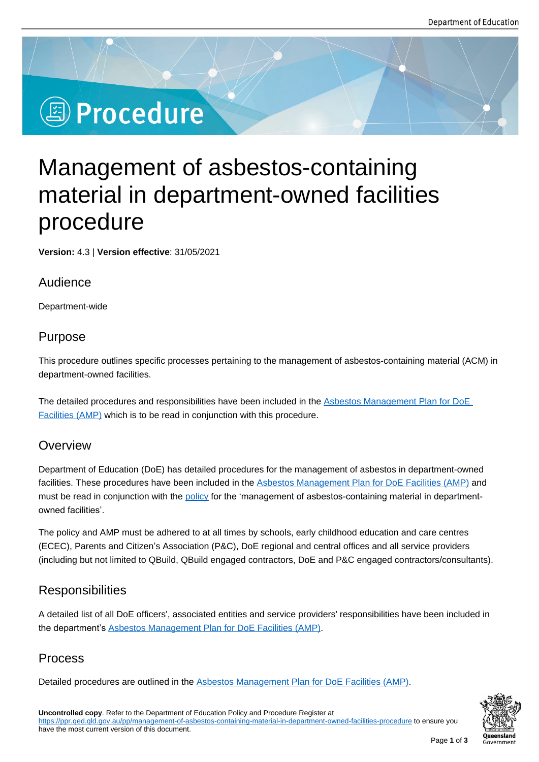# Procedure

# Management of asbestos-containing material in department-owned facilities procedure

**Version:** 4.3 | **Version effective**: 31/05/2021

## Audience

Department-wide

## Purpose

This procedure outlines specific processes pertaining to the management of asbestos-containing material (ACM) in department-owned facilities.

The detailed procedures and responsibilities have been included in the Asbestos Management Plan for DoE Facilities (AMP) which is to be read in conjunction with this procedure.

## Overview

Department of Education (DoE) has detailed procedures for the management of asbestos in department-owned facilities. These procedures have been included in the Asbestos Management Plan for DoE Facilities (AMP) and must be read in conjunction with the policy for the 'management of asbestos-containing material in department-owned facilities'.

The policy and AMP must be adhered to at all times by schools, early childhood education and care centres (ECEC), Parents and Citizen's Association (P&C), DoE regional and central offices and all service providers (including but not limited to QBuild, QBuild engaged contractors, DoE and P&C engaged contractors/consultants).

## Responsibilities

A detailed list of all DoE officers', associated entities and service providers' responsibilities have been included in the department's Asbestos Management Plan for DoE Facilities (AMP).

## Process

Detailed procedures are outlined in the Asbestos Management Plan for DoE Facilities (AMP).

**Uncontrolled copy**. Refer to the Department of Education Policy and Procedure Register at https://ppr.qed.qld.gov.au/pp/management-of-asbestos-containing-material-in-department-owned-facilities-procedure to ensure you have the most current version of this document.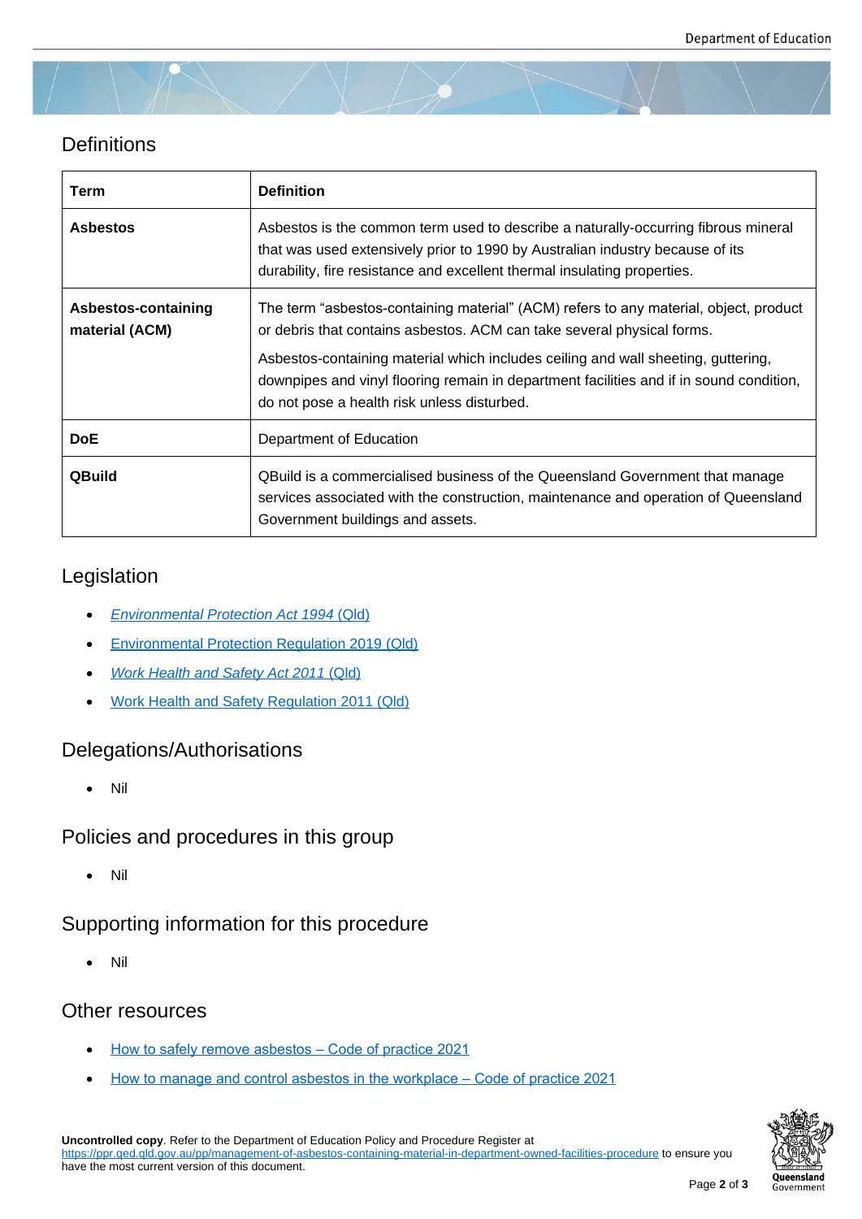## Definitions

| Term | Definition |
|---|---|
| **Asbestos** | Asbestos is the common term used to describe a naturally-occurring fibrous mineral that was used extensively prior to 1990 by Australian industry because of its durability, fire resistance and excellent thermal insulating properties. |
| **Asbestos-containing material (ACM)** | The term "asbestos-containing material" (ACM) refers to any material, object, product or debris that contains asbestos. ACM can take several physical forms. Asbestos-containing material which includes ceiling and wall sheeting, guttering, downpipes and vinyl flooring remain in department facilities and if in sound condition, do not pose a health risk unless disturbed. |
| **DoE** | Department of Education |
| **QBuild** | QBuild is a commercialised business of the Queensland Government that manage services associated with the construction, maintenance and operation of Queensland Government buildings and assets. |

## Legislation

- *Environmental Protection Act 1994* (Qld)
- Environmental Protection Regulation 2019 (Qld)
- *Work Health and Safety Act 2011* (Qld)
- Work Health and Safety Regulation 2011 (Qld)

## Delegations/Authorisations

- Nil

## Policies and procedures in this group

- Nil

## Supporting information for this procedure

- Nil

## Other resources

- How to safely remove asbestos – Code of practice 2021
- How to manage and control asbestos in the workplace – Code of practice 2021

**Uncontrolled copy**. Refer to the Department of Education Policy and Procedure Register at https://ppr.qed.qld.gov.au/pp/management-of-asbestos-containing-material-in-department-owned-facilities-procedure to ensure you have the most current version of this document.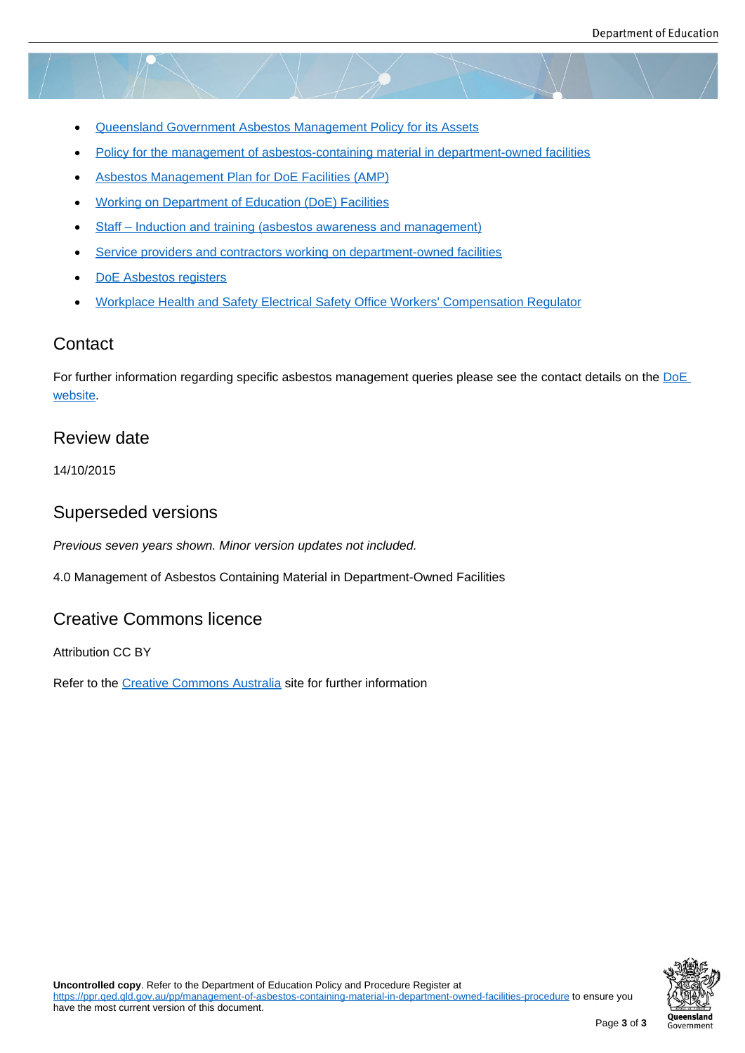- [Queensland Government Asbestos Management Policy for its Assets]
- [Policy for the management of asbestos-containing material in department-owned facilities]
- [Asbestos Management Plan for DoE Facilities (AMP)]
- [Working on Department of Education (DoE) Facilities]
- [Staff – Induction and training (asbestos awareness and management)]
- [Service providers and contractors working on department-owned facilities]
- [DoE Asbestos registers]
- [Workplace Health and Safety Electrical Safety Office Workers' Compensation Regulator]

## Contact

For further information regarding specific asbestos management queries please see the contact details on the DoE website.

## Review date

14/10/2015

## Superseded versions

*Previous seven years shown. Minor version updates not included.*

4.0 Management of Asbestos Containing Material in Department-Owned Facilities

## Creative Commons licence

Attribution CC BY

Refer to the Creative Commons Australia site for further information

**Uncontrolled copy**. Refer to the Department of Education Policy and Procedure Register at https://ppr.qed.qld.gov.au/pp/management-of-asbestos-containing-material-in-department-owned-facilities-procedure to ensure you have the most current version of this document.